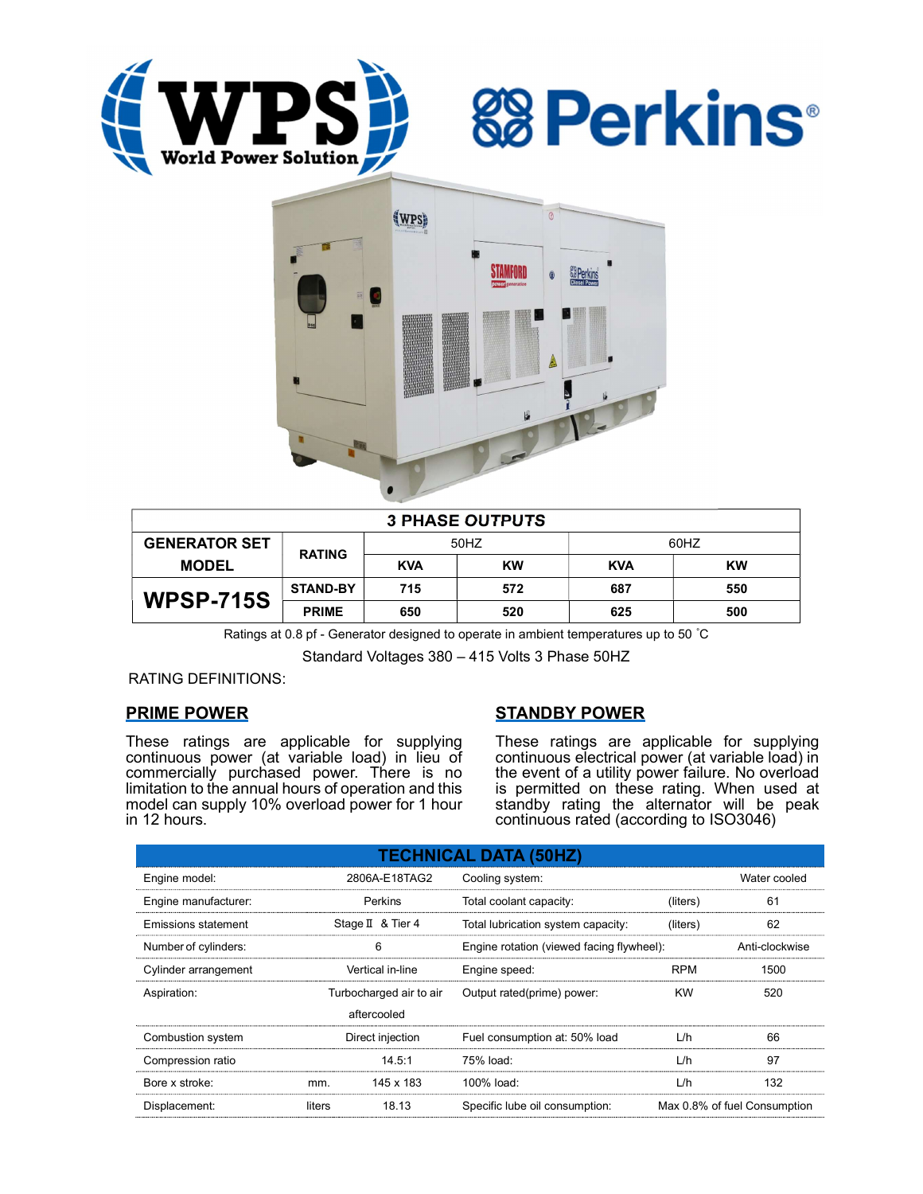# 3 PHASE OUTPUTS

| GENERATOR SET MODEL | RATING | 50HZ | | 60HZ | |
|---|---|---|---|---|---|
| | | KVA | KW | KVA | KW |
| WPSP-715S | STAND-BY | 715 | 572 | 687 | 550 |
| | PRIME | 650 | 520 | 625 | 500 |

Ratings at 0.8 pf - Generator designed to operate in ambient temperatures up to 50 ˚C

Standard Voltages 380 – 415 Volts 3 Phase 50HZ

RATING DEFINITIONS:

## PRIME POWER

These ratings are applicable for supplying continuous power (at variable load) in lieu of commercially purchased power. There is no limitation to the annual hours of operation and this model can supply 10% overload power for 1 hour in 12 hours.

## STANDBY POWER

These ratings are applicable for supplying continuous electrical power (at variable load) in the event of a utility power failure. No overload is permitted on these rating. When used at standby rating the alternator will be peak continuous rated (according to ISO3046)

## TECHNICAL DATA (50HZ)

| | | | | | |
|---|---|---|---|---|---|
| Engine model: | | 2806A-E18TAG2 | Cooling system: | | Water cooled |
| Engine manufacturer: | | Perkins | Total coolant capacity: | (liters) | 61 |
| Emissions statement | | Stage Ⅱ & Tier 4 | Total lubrication system capacity: | (liters) | 62 |
| Number of cylinders: | | 6 | Engine rotation (viewed facing flywheel): | | Anti-clockwise |
| Cylinder arrangement | | Vertical in-line | Engine speed: | RPM | 1500 |
| Aspiration: | | Turbocharged air to air aftercooled | Output rated(prime) power: | KW | 520 |
| Combustion system | | Direct injection | Fuel consumption at: 50% load | L/h | 66 |
| Compression ratio | | 14.5:1 | 75% load: | L/h | 97 |
| Bore x stroke: | mm. | 145 x 183 | 100% load: | L/h | 132 |
| Displacement: | liters | 18.13 | Specific lube oil consumption: | | Max 0.8% of fuel Consumption |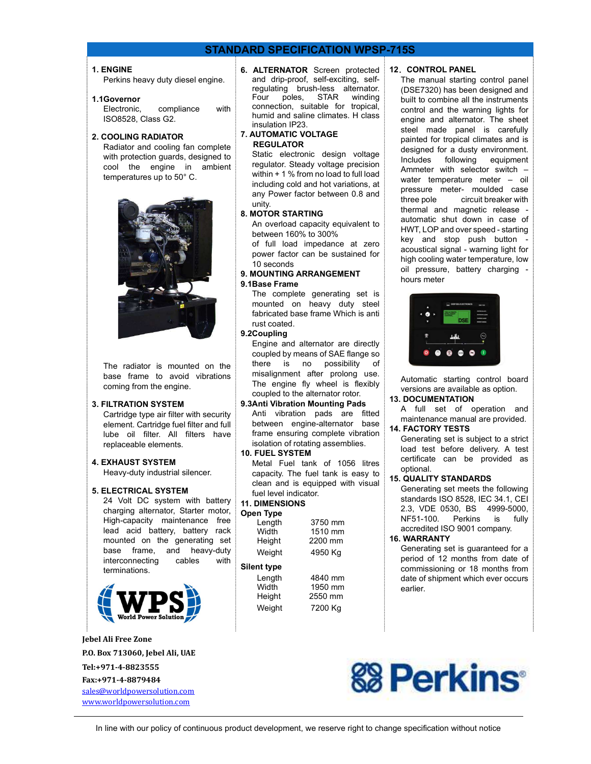# STANDARD SPECIFICATION WPSP-715S

### 1. ENGINE

Perkins heavy duty diesel engine.

### 1.1Governor

Electronic, compliance with ISO8528, Class G2.

### 2. COOLING RADIATOR

Radiator and cooling fan complete with protection guards, designed to cool the engine in ambient temperatures up to 50° C.

The radiator is mounted on the base frame to avoid vibrations coming from the engine.

### 3. FILTRATION SYSTEM

Cartridge type air filter with security element. Cartridge fuel filter and full lube oil filter. All filters have replaceable elements.

### 4. EXHAUST SYSTEM

Heavy-duty industrial silencer.

### 5. ELECTRICAL SYSTEM

24 Volt DC system with battery charging alternator, Starter motor, High-capacity maintenance free lead acid battery, battery rack mounted on the generating set base frame, and heavy-duty interconnecting cables with terminations.

### 6. ALTERNATOR

Screen protected and drip-proof, self-exciting, self-regulating brush-less alternator. Four poles, STAR winding connection, suitable for tropical, humid and saline climates. H class insulation IP23.

### 7. AUTOMATIC VOLTAGE REGULATOR

Static electronic design voltage regulator. Steady voltage precision within + 1 % from no load to full load including cold and hot variations, at any Power factor between 0.8 and unity.

### 8. MOTOR STARTING

An overload capacity equivalent to between 160% to 300% of full load impedance at zero power factor can be sustained for 10 seconds

### 9. MOUNTING ARRANGEMENT

### 9.1Base Frame

The complete generating set is mounted on heavy duty steel fabricated base frame Which is anti rust coated.

### 9.2Coupling

Engine and alternator are directly coupled by means of SAE flange so there is no possibility of misalignment after prolong use. The engine fly wheel is flexibly coupled to the alternator rotor.

### 9.3Anti Vibration Mounting Pads

Anti vibration pads are fitted between engine-alternator base frame ensuring complete vibration isolation of rotating assemblies.

### 10. FUEL SYSTEM

Metal Fuel tank of 1056 litres capacity. The fuel tank is easy to clean and is equipped with visual fuel level indicator.

### 11. DIMENSIONS

**Open Type**

| | |
|---|---|
| Length | 3750 mm |
| Width | 1510 mm |
| Height | 2200 mm |
| Weight | 4950 Kg |

**Silent type**

| | |
|---|---|
| Length | 4840 mm |
| Width | 1950 mm |
| Height | 2550 mm |
| Weight | 7200 Kg |

### 12. CONTROL PANEL

The manual starting control panel (DSE7320) has been designed and built to combine all the instruments control and the warning lights for engine and alternator. The sheet steel made panel is carefully painted for tropical climates and is designed for a dusty environment. Includes following equipment Ammeter with selector switch – water temperature meter – oil pressure meter- moulded case three pole circuit breaker with thermal and magnetic release - automatic shut down in case of HWT, LOP and over speed - starting key and stop push button - acoustical signal - warning light for high cooling water temperature, low oil pressure, battery charging - hours meter

Automatic starting control board versions are available as option.

### 13. DOCUMENTATION

A full set of operation and maintenance manual are provided.

### 14. FACTORY TESTS

Generating set is subject to a strict load test before delivery. A test certificate can be provided as optional.

### 15. QUALITY STANDARDS

Generating set meets the following standards ISO 8528, IEC 34.1, CEI 2.3, VDE 0530, BS 4999-5000, NF51-100. Perkins is fully accredited ISO 9001 company.

### 16. WARRANTY

Generating set is guaranteed for a period of 12 months from date of commissioning or 18 months from date of shipment which ever occurs earlier.

WPS World Power Solution

**Jebel Ali Free Zone**
**P.O. Box 713060, Jebel Ali, UAE**
**Tel:+971-4-8823555**
**Fax:+971-4-8879484**
sales@worldpowersolution.com
www.worldpowersolution.com

Perkins

In line with our policy of continuous product development, we reserve right to change specification without notice